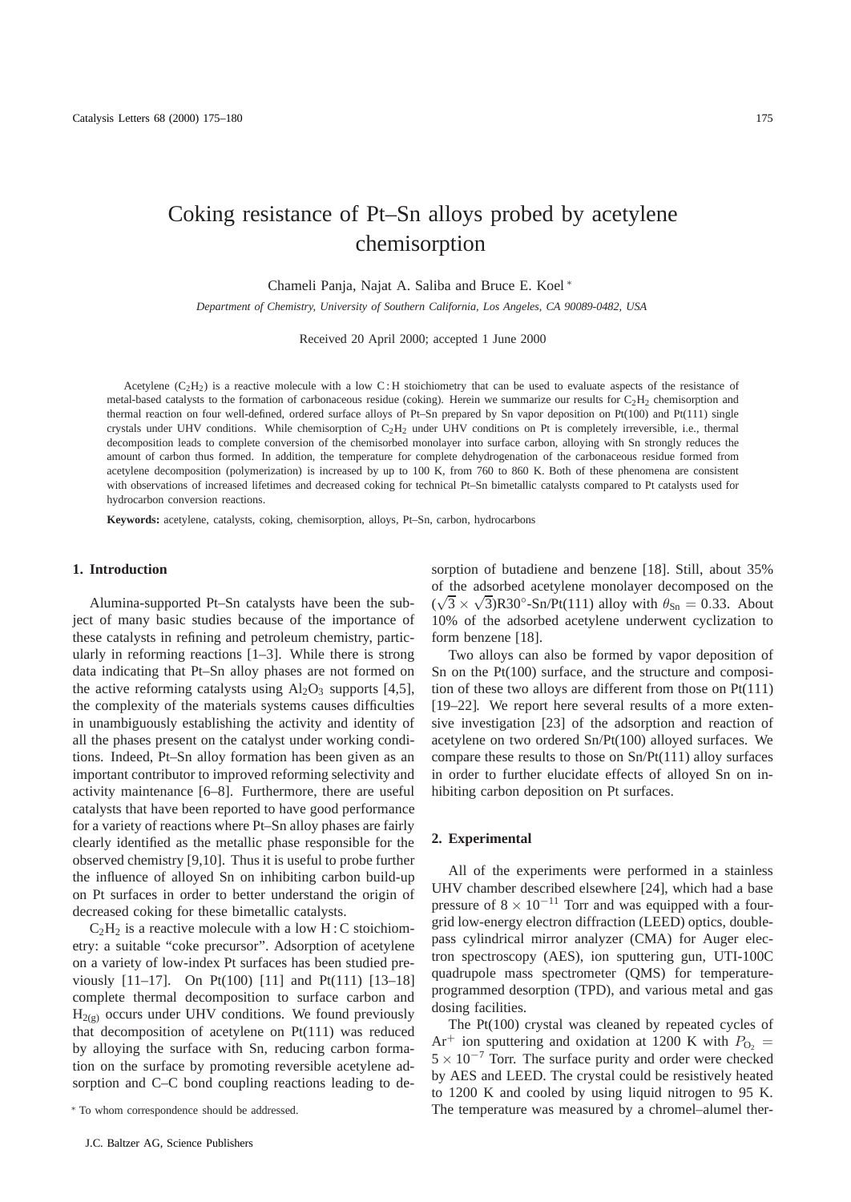# Coking resistance of Pt–Sn alloys probed by acetylene chemisorption

Chameli Panja, Najat A. Saliba and Bruce E. Koel *

*Department of Chemistry, University of Southern California, Los Angeles, CA 90089-0482, USA*

Received 20 April 2000; accepted 1 June 2000

Acetylene ($C_2H_2$) is a reactive molecule with a low C : H stoichiometry that can be used to evaluate aspects of the resistance of metal-based catalysts to the formation of carbonaceous residue (coking). Herein we summarize our results for $C_2H_2$ chemisorption and thermal reaction on four well-defined, ordered surface alloys of Pt–Sn prepared by Sn vapor deposition on Pt(100) and Pt(111) single crystals under UHV conditions. While chemisorption of $C_2H_2$ under UHV conditions on Pt is completely irreversible, i.e., thermal decomposition leads to complete conversion of the chemisorbed monolayer into surface carbon, alloying with Sn strongly reduces the amount of carbon thus formed. In addition, the temperature for complete dehydrogenation of the carbonaceous residue formed from acetylene decomposition (polymerization) is increased by up to 100 K, from 760 to 860 K. Both of these phenomena are consistent with observations of increased lifetimes and decreased coking for technical Pt–Sn bimetallic catalysts compared to Pt catalysts used for hydrocarbon conversion reactions.

**Keywords:** acetylene, catalysts, coking, chemisorption, alloys, Pt–Sn, carbon, hydrocarbons

## 1. Introduction

Alumina-supported Pt–Sn catalysts have been the subject of many basic studies because of the importance of these catalysts in refining and petroleum chemistry, particularly in reforming reactions [1–3]. While there is strong data indicating that Pt–Sn alloy phases are not formed on the active reforming catalysts using $Al_2O_3$ supports [4,5], the complexity of the materials systems causes difficulties in unambiguously establishing the activity and identity of all the phases present on the catalyst under working conditions. Indeed, Pt–Sn alloy formation has been given as an important contributor to improved reforming selectivity and activity maintenance [6–8]. Furthermore, there are useful catalysts that have been reported to have good performance for a variety of reactions where Pt–Sn alloy phases are fairly clearly identified as the metallic phase responsible for the observed chemistry [9,10]. Thus it is useful to probe further the influence of alloyed Sn on inhibiting carbon build-up on Pt surfaces in order to better understand the origin of decreased coking for these bimetallic catalysts.

$C_2H_2$ is a reactive molecule with a low H : C stoichiometry: a suitable "coke precursor". Adsorption of acetylene on a variety of low-index Pt surfaces has been studied previously [11–17]. On Pt(100) [11] and Pt(111) [13–18] complete thermal decomposition to surface carbon and $H_{2(g)}$ occurs under UHV conditions. We found previously that decomposition of acetylene on Pt(111) was reduced by alloying the surface with Sn, reducing carbon formation on the surface by promoting reversible acetylene adsorption and C–C bond coupling reactions leading to desorption of butadiene and benzene [18]. Still, about 35% of the adsorbed acetylene monolayer decomposed on the $(\sqrt{3} \times \sqrt{3})$R30°-Sn/Pt(111) alloy with $\theta_{Sn} = 0.33$. About 10% of the adsorbed acetylene underwent cyclization to form benzene [18].

Two alloys can also be formed by vapor deposition of Sn on the Pt(100) surface, and the structure and composition of these two alloys are different from those on Pt(111) [19–22]. We report here several results of a more extensive investigation [23] of the adsorption and reaction of acetylene on two ordered Sn/Pt(100) alloyed surfaces. We compare these results to those on Sn/Pt(111) alloy surfaces in order to further elucidate effects of alloyed Sn on inhibiting carbon deposition on Pt surfaces.

## 2. Experimental

All of the experiments were performed in a stainless UHV chamber described elsewhere [24], which had a base pressure of $8 \times 10^{-11}$ Torr and was equipped with a four-grid low-energy electron diffraction (LEED) optics, double-pass cylindrical mirror analyzer (CMA) for Auger electron spectroscopy (AES), ion sputtering gun, UTI-100C quadrupole mass spectrometer (QMS) for temperature-programmed desorption (TPD), and various metal and gas dosing facilities.

The Pt(100) crystal was cleaned by repeated cycles of $Ar^+$ ion sputtering and oxidation at 1200 K with $P_{O_2} = 5 \times 10^{-7}$ Torr. The surface purity and order were checked by AES and LEED. The crystal could be resistively heated to 1200 K and cooled by using liquid nitrogen to 95 K. The temperature was measured by a chromel–alumel ther-

* To whom correspondence should be addressed.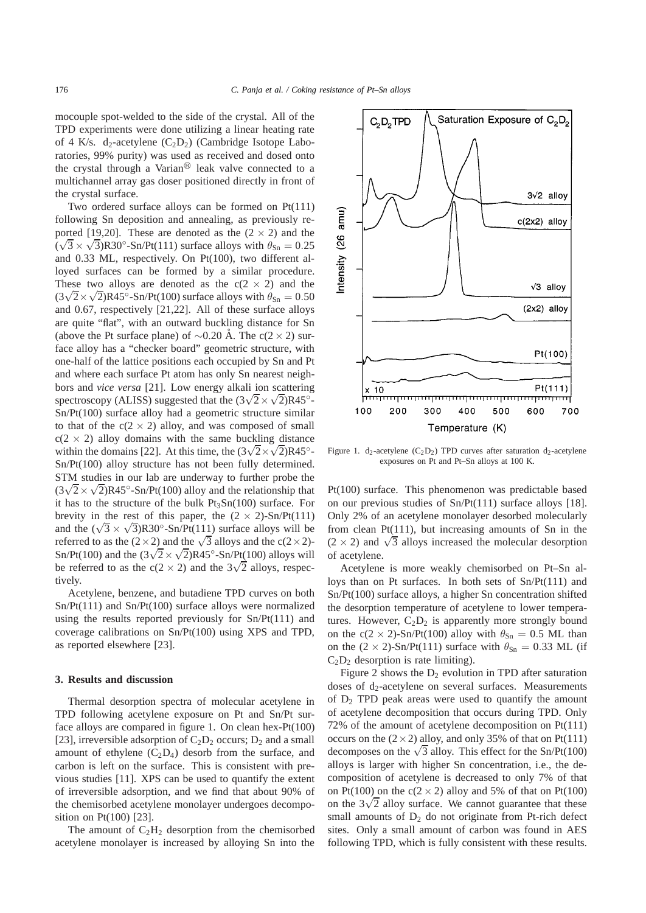mocouple spot-welded to the side of the crystal. All of the TPD experiments were done utilizing a linear heating rate of 4 K/s. $d_2$-acetylene ($C_2D_2$) (Cambridge Isotope Laboratories, 99% purity) was used as received and dosed onto the crystal through a Varian® leak valve connected to a multichannel array gas doser positioned directly in front of the crystal surface.

Two ordered surface alloys can be formed on Pt(111) following Sn deposition and annealing, as previously reported [19,20]. These are denoted as the $(2 \times 2)$ and the $(\sqrt{3} \times \sqrt{3})$R30°-Sn/Pt(111) surface alloys with $\theta_{Sn} = 0.25$ and 0.33 ML, respectively. On Pt(100), two different alloyed surfaces can be formed by a similar procedure. These two alloys are denoted as the $c(2 \times 2)$ and the $(3\sqrt{2} \times \sqrt{2})$R45°-Sn/Pt(100) surface alloys with $\theta_{Sn} = 0.50$ and 0.67, respectively [21,22]. All of these surface alloys are quite "flat", with an outward buckling distance for Sn (above the Pt surface plane) of $\sim$0.20 Å. The $c(2 \times 2)$ surface alloy has a "checker board" geometric structure, with one-half of the lattice positions each occupied by Sn and Pt and where each surface Pt atom has only Sn nearest neighbors and *vice versa* [21]. Low energy alkali ion scattering spectroscopy (ALISS) suggested that the $(3\sqrt{2} \times \sqrt{2})$R45°-Sn/Pt(100) surface alloy had a geometric structure similar to that of the $c(2 \times 2)$ alloy, and was composed of small $c(2 \times 2)$ alloy domains with the same buckling distance within the domains [22]. At this time, the $(3\sqrt{2} \times \sqrt{2})$R45°-Sn/Pt(100) alloy structure has not been fully determined. STM studies in our lab are underway to further probe the $(3\sqrt{2} \times \sqrt{2})$R45°-Sn/Pt(100) alloy and the relationship that it has to the structure of the bulk $Pt_3Sn(100)$ surface. For brevity in the rest of this paper, the $(2 \times 2)$-Sn/Pt(111) and the $(\sqrt{3} \times \sqrt{3})$R30°-Sn/Pt(111) surface alloys will be referred to as the $(2 \times 2)$ and the $\sqrt{3}$ alloys and the $c(2 \times 2)$-Sn/Pt(100) and the $(3\sqrt{2} \times \sqrt{2})$R45°-Sn/Pt(100) alloys will be referred to as the $c(2 \times 2)$ and the $3\sqrt{2}$ alloys, respectively.

Acetylene, benzene, and butadiene TPD curves on both Sn/Pt(111) and Sn/Pt(100) surface alloys were normalized using the results reported previously for Sn/Pt(111) and coverage calibrations on Sn/Pt(100) using XPS and TPD, as reported elsewhere [23].

## 3. Results and discussion

Thermal desorption spectra of molecular acetylene in TPD following acetylene exposure on Pt and Sn/Pt surface alloys are compared in figure 1. On clean hex-Pt(100) [23], irreversible adsorption of $C_2D_2$ occurs; $D_2$ and a small amount of ethylene ($C_2D_4$) desorb from the surface, and carbon is left on the surface. This is consistent with previous studies [11]. XPS can be used to quantify the extent of irreversible adsorption, and we find that about 90% of the chemisorbed acetylene monolayer undergoes decomposition on Pt(100) [23].

The amount of $C_2H_2$ desorption from the chemisorbed acetylene monolayer is increased by alloying Sn into the Pt(100) surface. This phenomenon was predictable based on our previous studies of Sn/Pt(111) surface alloys [18]. Only 2% of an acetylene monolayer desorbed molecularly from clean Pt(111), but increasing amounts of Sn in the $(2 \times 2)$ and $\sqrt{3}$ alloys increased the molecular desorption of acetylene.

Figure 1. $d_2$-acetylene ($C_2D_2$) TPD curves after saturation $d_2$-acetylene exposures on Pt and Pt–Sn alloys at 100 K.

Acetylene is more weakly chemisorbed on Pt–Sn alloys than on Pt surfaces. In both sets of Sn/Pt(111) and Sn/Pt(100) surface alloys, a higher Sn concentration shifted the desorption temperature of acetylene to lower temperatures. However, $C_2D_2$ is apparently more strongly bound on the $c(2 \times 2)$-Sn/Pt(100) alloy with $\theta_{Sn} = 0.5$ ML than on the $(2 \times 2)$-Sn/Pt(111) surface with $\theta_{Sn} = 0.33$ ML (if $C_2D_2$ desorption is rate limiting).

Figure 2 shows the $D_2$ evolution in TPD after saturation doses of $d_2$-acetylene on several surfaces. Measurements of $D_2$ TPD peak areas were used to quantify the amount of acetylene decomposition that occurs during TPD. Only 72% of the amount of acetylene decomposition on Pt(111) occurs on the $(2 \times 2)$ alloy, and only 35% of that on Pt(111) decomposes on the $\sqrt{3}$ alloy. This effect for the Sn/Pt(100) alloys is larger with higher Sn concentration, i.e., the decomposition of acetylene is decreased to only 7% of that on Pt(100) on the $c(2 \times 2)$ alloy and 5% of that on Pt(100) on the $3\sqrt{2}$ alloy surface. We cannot guarantee that these small amounts of $D_2$ do not originate from Pt-rich defect sites. Only a small amount of carbon was found in AES following TPD, which is fully consistent with these results.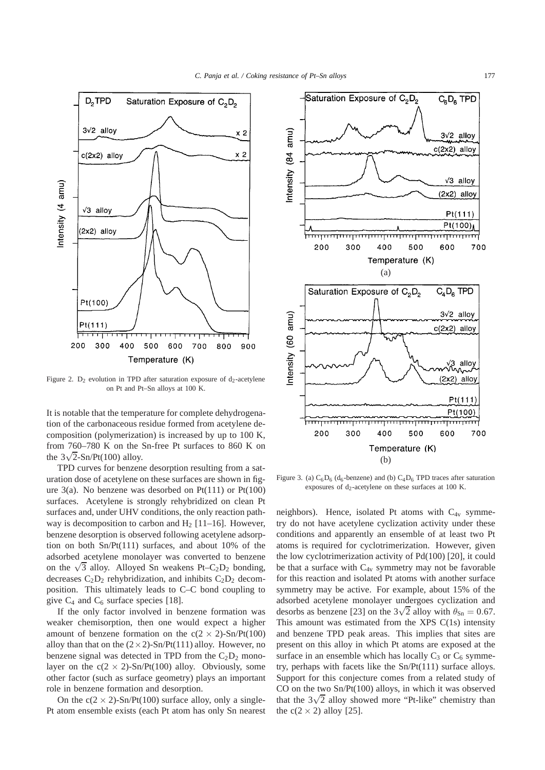Figure 2. $D_2$ evolution in TPD after saturation exposure of $d_2$-acetylene on Pt and Pt–Sn alloys at 100 K.

It is notable that the temperature for complete dehydrogenation of the carbonaceous residue formed from acetylene decomposition (polymerization) is increased by up to 100 K, from 760–780 K on the Sn-free Pt surfaces to 860 K on the $3\sqrt{2}$-Sn/Pt(100) alloy.

TPD curves for benzene desorption resulting from a saturation dose of acetylene on these surfaces are shown in figure 3(a). No benzene was desorbed on Pt(111) or Pt(100) surfaces. Acetylene is strongly rehybridized on clean Pt surfaces and, under UHV conditions, the only reaction pathway is decomposition to carbon and $H_2$ [11–16]. However, benzene desorption is observed following acetylene adsorption on both Sn/Pt(111) surfaces, and about 10% of the adsorbed acetylene monolayer was converted to benzene on the $\sqrt{3}$ alloy. Alloyed Sn weakens Pt–$C_2D_2$ bonding, decreases $C_2D_2$ rehybridization, and inhibits $C_2D_2$ decomposition. This ultimately leads to C–C bond coupling to give $C_4$ and $C_6$ surface species [18].

If the only factor involved in benzene formation was weaker chemisorption, then one would expect a higher amount of benzene formation on the $c(2 \times 2)$-Sn/Pt(100) alloy than that on the $(2 \times 2)$-Sn/Pt(111) alloy. However, no benzene signal was detected in TPD from the $C_2D_2$ monolayer on the $c(2 \times 2)$-Sn/Pt(100) alloy. Obviously, some other factor (such as surface geometry) plays an important role in benzene formation and desorption.

On the $c(2 \times 2)$-Sn/Pt(100) surface alloy, only a single-Pt atom ensemble exists (each Pt atom has only Sn nearest neighbors). Hence, isolated Pt atoms with $C_{4v}$ symmetry do not have acetylene cyclization activity under these conditions and apparently an ensemble of at least two Pt atoms is required for cyclotrimerization. However, given the low cyclotrimerization activity of Pd(100) [20], it could be that a surface with $C_{4v}$ symmetry may not be favorable for this reaction and isolated Pt atoms with another surface symmetry may be active. For example, about 15% of the adsorbed acetylene monolayer undergoes cyclization and desorbs as benzene [23] on the $3\sqrt{2}$ alloy with $\theta_{Sn} = 0.67$. This amount was estimated from the XPS C(1s) intensity and benzene TPD peak areas. This implies that sites are present on this alloy in which Pt atoms are exposed at the surface in an ensemble which has locally $C_3$ or $C_6$ symmetry, perhaps with facets like the Sn/Pt(111) surface alloys. Support for this conjecture comes from a related study of CO on the two Sn/Pt(100) alloys, in which it was observed that the $3\sqrt{2}$ alloy showed more "Pt-like" chemistry than the $c(2 \times 2)$ alloy [25].

Figure 3. (a) $C_6D_6$ ($d_6$-benzene) and (b) $C_4D_6$ TPD traces after saturation exposures of $d_2$-acetylene on these surfaces at 100 K.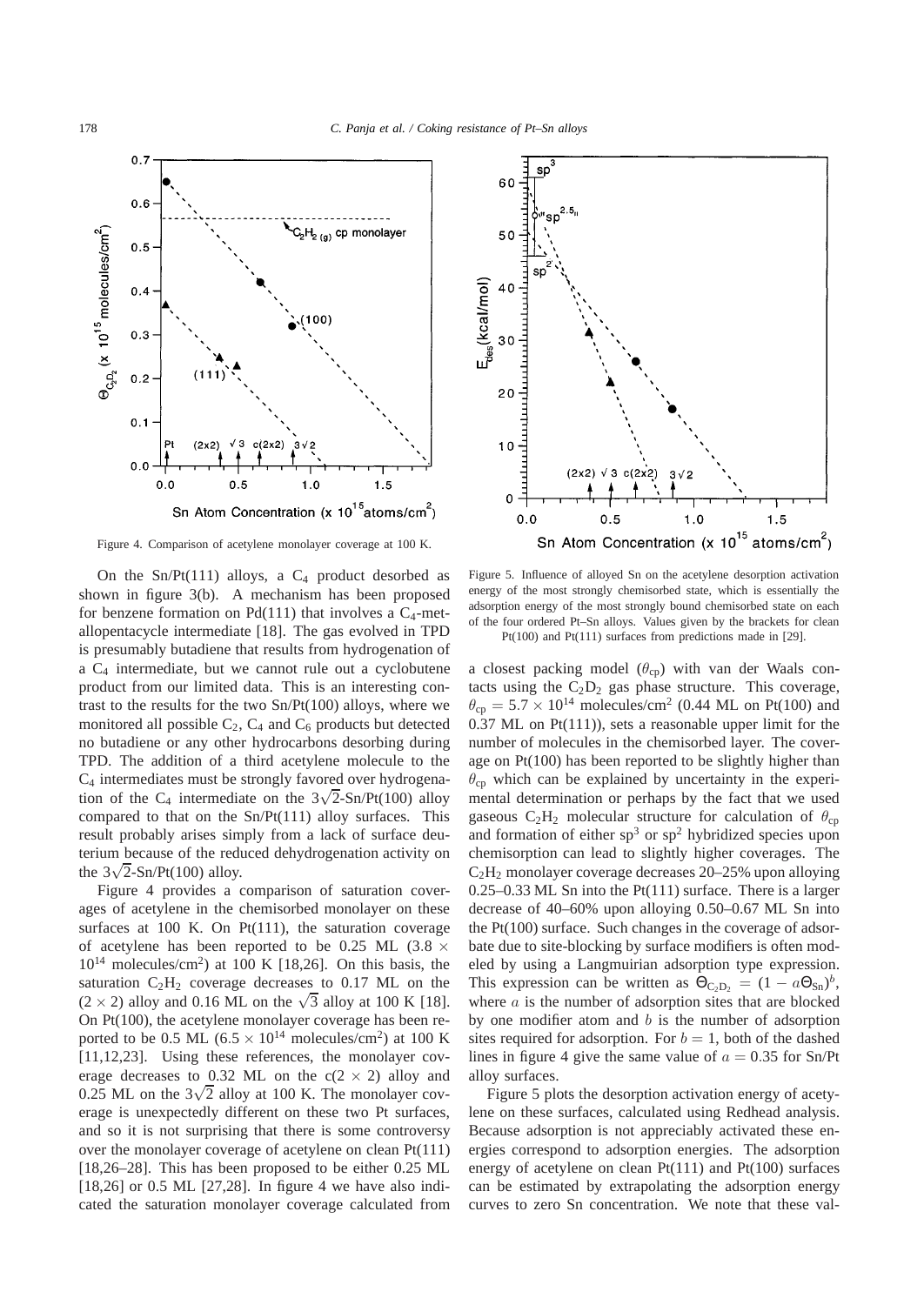Figure 4. Comparison of acetylene monolayer coverage at 100 K.

Figure 5. Influence of alloyed Sn on the acetylene desorption activation energy of the most strongly chemisorbed state, which is essentially the adsorption energy of the most strongly bound chemisorbed state on each of the four ordered Pt–Sn alloys. Values given by the brackets for clean Pt(100) and Pt(111) surfaces from predictions made in [29].

On the Sn/Pt(111) alloys, a $C_4$ product desorbed as shown in figure 3(b). A mechanism has been proposed for benzene formation on Pd(111) that involves a $C_4$-metallopentacycle intermediate [18]. The gas evolved in TPD is presumably butadiene that results from hydrogenation of a $C_4$ intermediate, but we cannot rule out a cyclobutene product from our limited data. This is an interesting contrast to the results for the two Sn/Pt(100) alloys, where we monitored all possible $C_2$, $C_4$ and $C_6$ products but detected no butadiene or any other hydrocarbons desorbing during TPD. The addition of a third acetylene molecule to the $C_4$ intermediates must be strongly favored over hydrogenation of the $C_4$ intermediate on the $3\sqrt{2}$-Sn/Pt(100) alloy compared to that on the Sn/Pt(111) alloy surfaces. This result probably arises simply from a lack of surface deuterium because of the reduced dehydrogenation activity on the $3\sqrt{2}$-Sn/Pt(100) alloy.

Figure 4 provides a comparison of saturation coverages of acetylene in the chemisorbed monolayer on these surfaces at 100 K. On Pt(111), the saturation coverage of acetylene has been reported to be 0.25 ML ($3.8 \times 10^{14}$ molecules/cm$^2$) at 100 K [18,26]. On this basis, the saturation $C_2H_2$ coverage decreases to 0.17 ML on the $(2 \times 2)$ alloy and 0.16 ML on the $\sqrt{3}$ alloy at 100 K [18]. On Pt(100), the acetylene monolayer coverage has been reported to be 0.5 ML ($6.5 \times 10^{14}$ molecules/cm$^2$) at 100 K [11,12,23]. Using these references, the monolayer coverage decreases to 0.32 ML on the $c(2 \times 2)$ alloy and 0.25 ML on the $3\sqrt{2}$ alloy at 100 K. The monolayer coverage is unexpectedly different on these two Pt surfaces, and so it is not surprising that there is some controversy over the monolayer coverage of acetylene on clean Pt(111) [18,26–28]. This has been proposed to be either 0.25 ML [18,26] or 0.5 ML [27,28]. In figure 4 we have also indicated the saturation monolayer coverage calculated from a closest packing model ($\theta_{cp}$) with van der Waals contacts using the $C_2D_2$ gas phase structure. This coverage, $\theta_{cp} = 5.7 \times 10^{14}$ molecules/cm$^2$ (0.44 ML on Pt(100) and 0.37 ML on Pt(111)), sets a reasonable upper limit for the number of molecules in the chemisorbed layer. The coverage on Pt(100) has been reported to be slightly higher than $\theta_{cp}$ which can be explained by uncertainty in the experimental determination or perhaps by the fact that we used gaseous $C_2H_2$ molecular structure for calculation of $\theta_{cp}$ and formation of either sp$^3$ or sp$^2$ hybridized species upon chemisorption can lead to slightly higher coverages. The $C_2H_2$ monolayer coverage decreases 20–25% upon alloying 0.25–0.33 ML Sn into the Pt(111) surface. There is a larger decrease of 40–60% upon alloying 0.50–0.67 ML Sn into the Pt(100) surface. Such changes in the coverage of adsorbate due to site-blocking by surface modifiers is often modeled by using a Langmuirian adsorption type expression. This expression can be written as $\Theta_{C_2D_2} = (1 - a\Theta_{Sn})^b$, where $a$ is the number of adsorption sites that are blocked by one modifier atom and $b$ is the number of adsorption sites required for adsorption. For $b = 1$, both of the dashed lines in figure 4 give the same value of $a = 0.35$ for Sn/Pt alloy surfaces.

Figure 5 plots the desorption activation energy of acetylene on these surfaces, calculated using Redhead analysis. Because adsorption is not appreciably activated these energies correspond to adsorption energies. The adsorption energy of acetylene on clean Pt(111) and Pt(100) surfaces can be estimated by extrapolating the adsorption energy curves to zero Sn concentration. We note that these val-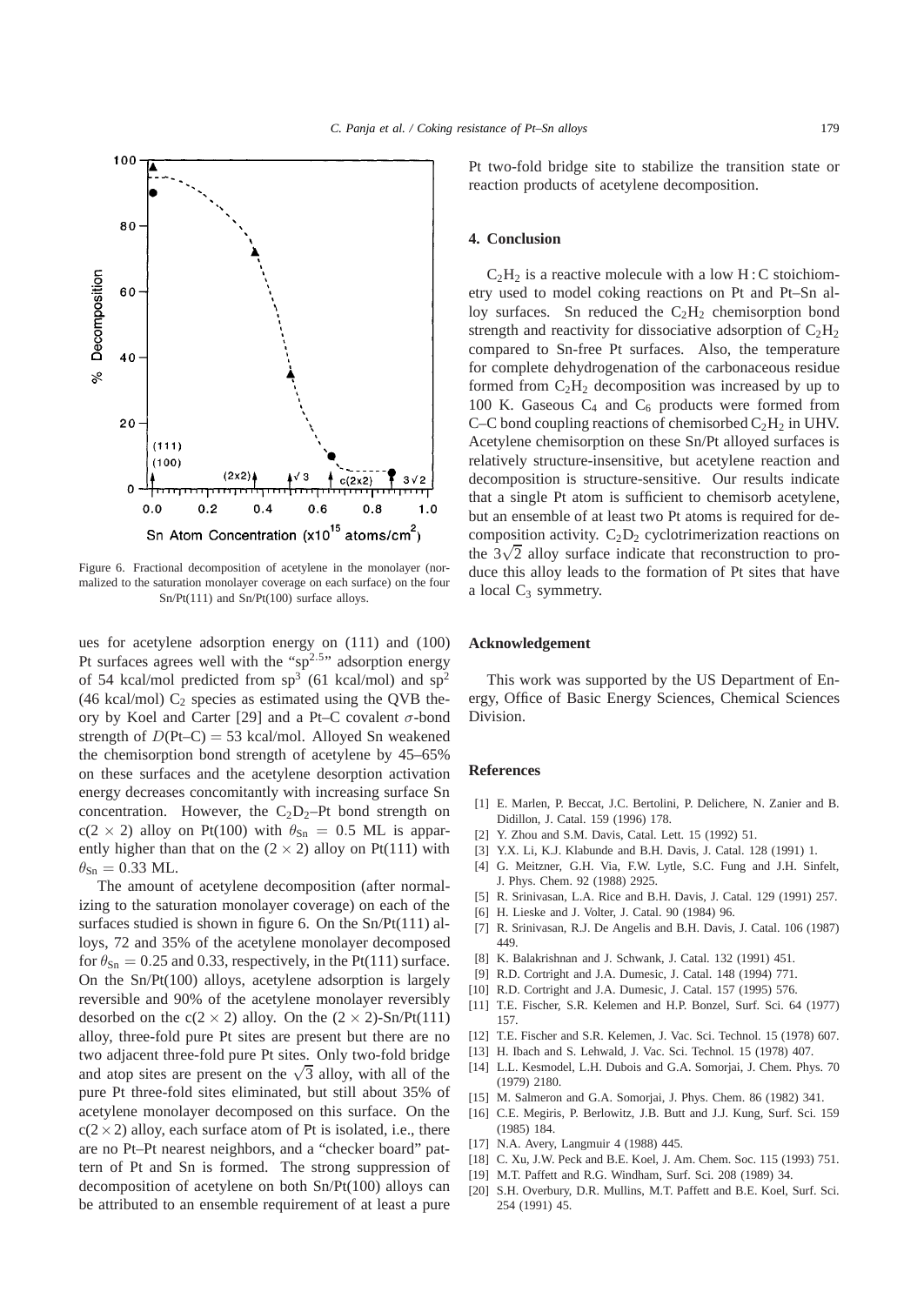Figure 6. Fractional decomposition of acetylene in the monolayer (normalized to the saturation monolayer coverage on each surface) on the four Sn/Pt(111) and Sn/Pt(100) surface alloys.

ues for acetylene adsorption energy on (111) and (100) Pt surfaces agrees well with the "$sp^{2.5}$" adsorption energy of 54 kcal/mol predicted from $sp^3$ (61 kcal/mol) and $sp^2$ (46 kcal/mol) $C_2$ species as estimated using the QVB theory by Koel and Carter [29] and a Pt–C covalent $\sigma$-bond strength of $D$(Pt–C) = 53 kcal/mol. Alloyed Sn weakened the chemisorption bond strength of acetylene by 45–65% on these surfaces and the acetylene desorption activation energy decreases concomitantly with increasing surface Sn concentration. However, the $C_2D_2$–Pt bond strength on $c(2 \times 2)$ alloy on Pt(100) with $\theta_{Sn} = 0.5$ ML is apparently higher than that on the $(2 \times 2)$ alloy on Pt(111) with $\theta_{Sn} = 0.33$ ML.

The amount of acetylene decomposition (after normalizing to the saturation monolayer coverage) on each of the surfaces studied is shown in figure 6. On the Sn/Pt(111) alloys, 72 and 35% of the acetylene monolayer decomposed for $\theta_{Sn} = 0.25$ and 0.33, respectively, in the Pt(111) surface. On the Sn/Pt(100) alloys, acetylene adsorption is largely reversible and 90% of the acetylene monolayer reversibly desorbed on the $c(2 \times 2)$ alloy. On the $(2 \times 2)$-Sn/Pt(111) alloy, three-fold pure Pt sites are present but there are no two adjacent three-fold pure Pt sites. Only two-fold bridge and atop sites are present on the $\sqrt{3}$ alloy, with all of the pure Pt three-fold sites eliminated, but still about 35% of acetylene monolayer decomposed on this surface. On the $c(2 \times 2)$ alloy, each surface atom of Pt is isolated, i.e., there are no Pt–Pt nearest neighbors, and a "checker board" pattern of Pt and Sn is formed. The strong suppression of decomposition of acetylene on both Sn/Pt(100) alloys can be attributed to an ensemble requirement of at least a pure Pt two-fold bridge site to stabilize the transition state or reaction products of acetylene decomposition.

## 4. Conclusion

$C_2H_2$ is a reactive molecule with a low H : C stoichiometry used to model coking reactions on Pt and Pt–Sn alloy surfaces. Sn reduced the $C_2H_2$ chemisorption bond strength and reactivity for dissociative adsorption of $C_2H_2$ compared to Sn-free Pt surfaces. Also, the temperature for complete dehydrogenation of the carbonaceous residue formed from $C_2H_2$ decomposition was increased by up to 100 K. Gaseous $C_4$ and $C_6$ products were formed from C–C bond coupling reactions of chemisorbed $C_2H_2$ in UHV. Acetylene chemisorption on these Sn/Pt alloyed surfaces is relatively structure-insensitive, but acetylene reaction and decomposition is structure-sensitive. Our results indicate that a single Pt atom is sufficient to chemisorb acetylene, but an ensemble of at least two Pt atoms is required for decomposition activity. $C_2D_2$ cyclotrimerization reactions on the $3\sqrt{2}$ alloy surface indicate that reconstruction to produce this alloy leads to the formation of Pt sites that have a local $C_3$ symmetry.

## Acknowledgement

This work was supported by the US Department of Energy, Office of Basic Energy Sciences, Chemical Sciences Division.

## References

[1] E. Marlen, P. Beccat, J.C. Bertolini, P. Delichere, N. Zanier and B. Didillon, J. Catal. 159 (1996) 178.
[2] Y. Zhou and S.M. Davis, Catal. Lett. 15 (1992) 51.
[3] Y.X. Li, K.J. Klabunde and B.H. Davis, J. Catal. 128 (1991) 1.
[4] G. Meitzner, G.H. Via, F.W. Lytle, S.C. Fung and J.H. Sinfelt, J. Phys. Chem. 92 (1988) 2925.
[5] R. Srinivasan, L.A. Rice and B.H. Davis, J. Catal. 129 (1991) 257.
[6] H. Lieske and J. Volter, J. Catal. 90 (1984) 96.
[7] R. Srinivasan, R.J. De Angelis and B.H. Davis, J. Catal. 106 (1987) 449.
[8] K. Balakrishnan and J. Schwank, J. Catal. 132 (1991) 451.
[9] R.D. Cortright and J.A. Dumesic, J. Catal. 148 (1994) 771.
[10] R.D. Cortright and J.A. Dumesic, J. Catal. 157 (1995) 576.
[11] T.E. Fischer, S.R. Kelemen and H.P. Bonzel, Surf. Sci. 64 (1977) 157.
[12] T.E. Fischer and S.R. Kelemen, J. Vac. Sci. Technol. 15 (1978) 607.
[13] H. Ibach and S. Lehwald, J. Vac. Sci. Technol. 15 (1978) 407.
[14] L.L. Kesmodel, L.H. Dubois and G.A. Somorjai, J. Chem. Phys. 70 (1979) 2180.
[15] M. Salmeron and G.A. Somorjai, J. Phys. Chem. 86 (1982) 341.
[16] C.E. Megiris, P. Berlowitz, J.B. Butt and J.J. Kung, Surf. Sci. 159 (1985) 184.
[17] N.A. Avery, Langmuir 4 (1988) 445.
[18] C. Xu, J.W. Peck and B.E. Koel, J. Am. Chem. Soc. 115 (1993) 751.
[19] M.T. Paffett and R.G. Windham, Surf. Sci. 208 (1989) 34.
[20] S.H. Overbury, D.R. Mullins, M.T. Paffett and B.E. Koel, Surf. Sci. 254 (1991) 45.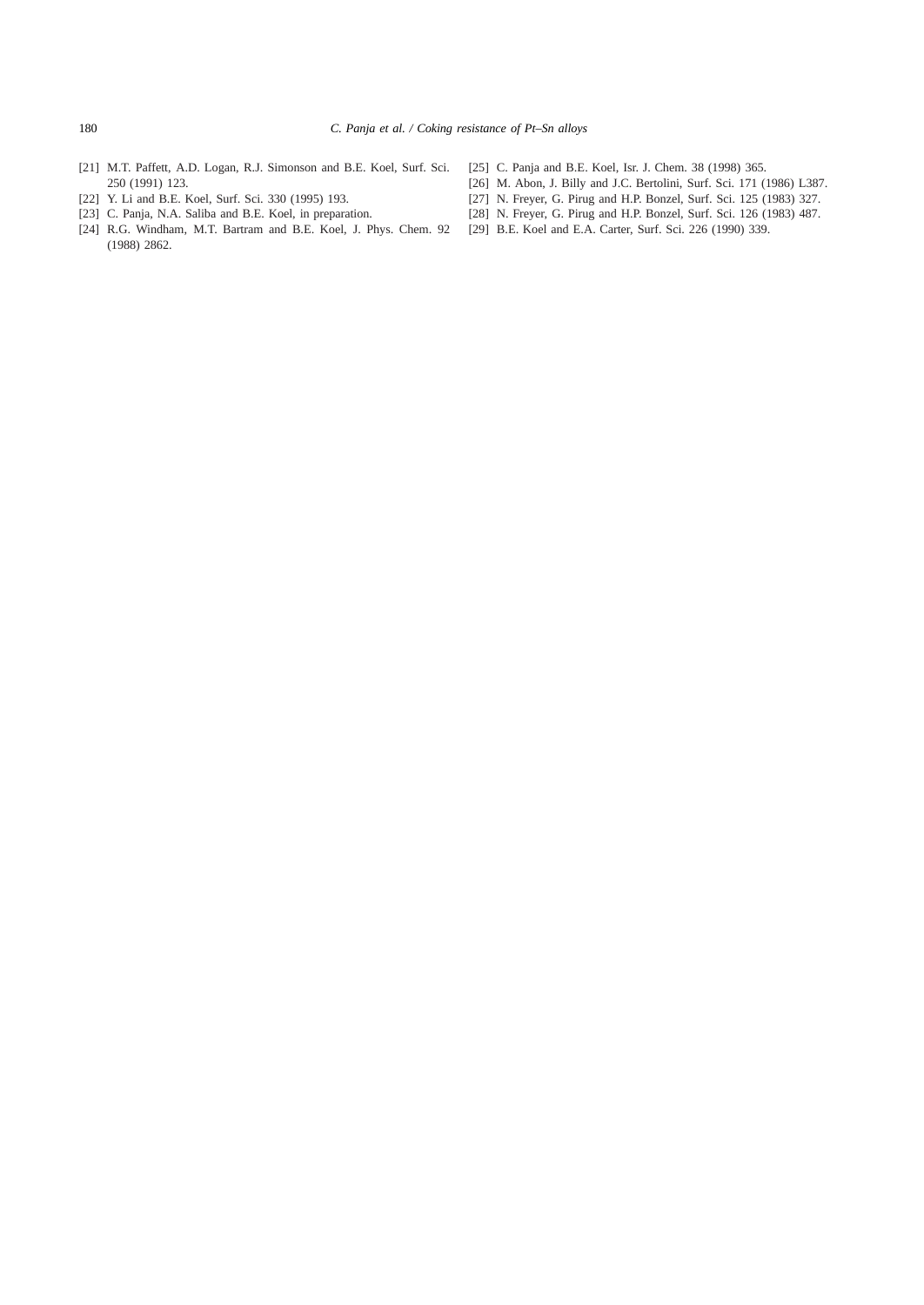[21] M.T. Paffett, A.D. Logan, R.J. Simonson and B.E. Koel, Surf. Sci. 250 (1991) 123.

[22] Y. Li and B.E. Koel, Surf. Sci. 330 (1995) 193.

[23] C. Panja, N.A. Saliba and B.E. Koel, in preparation.

[24] R.G. Windham, M.T. Bartram and B.E. Koel, J. Phys. Chem. 92 (1988) 2862.

[25] C. Panja and B.E. Koel, Isr. J. Chem. 38 (1998) 365.

[26] M. Abon, J. Billy and J.C. Bertolini, Surf. Sci. 171 (1986) L387.

[27] N. Freyer, G. Pirug and H.P. Bonzel, Surf. Sci. 125 (1983) 327.

[28] N. Freyer, G. Pirug and H.P. Bonzel, Surf. Sci. 126 (1983) 487.

[29] B.E. Koel and E.A. Carter, Surf. Sci. 226 (1990) 339.